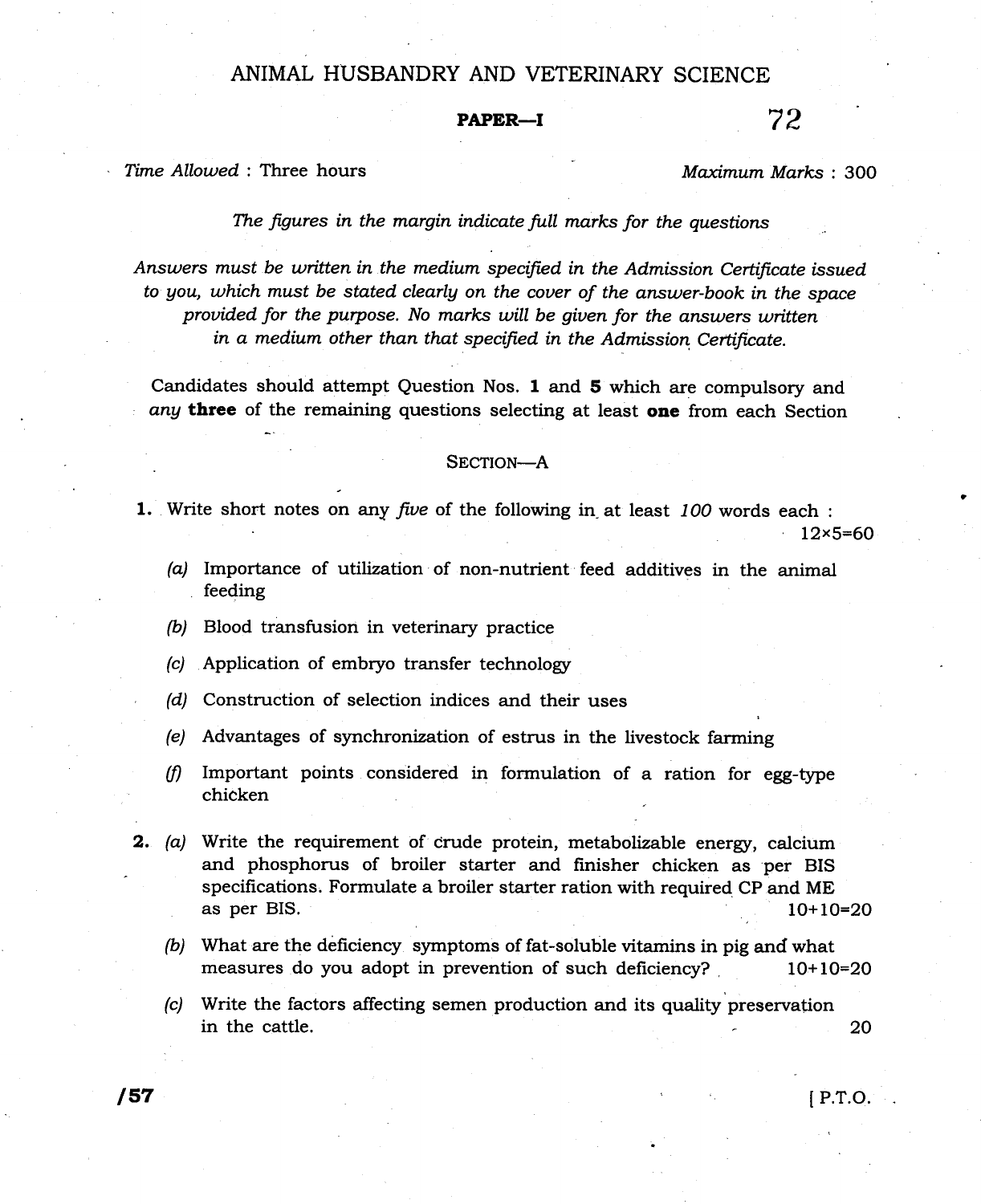# ANIMAL HUSBANDRY AND VETERINARY SCIENCE

## PAPER—I

72

*Time Allowed* : Three hours *Maximum Marks* : 300

*The figures in the margin indicate full marks for the questions*

*Answers must be written in the medium specified in the Admission Certificate issued to you, which must be stated clearly on the cover of the answer-book in the space provided for the purpose. No marks will be given for the answers written in a medium other than that specified in the Admission Certificate.*

Candidates should attempt Question Nos. **1** and **5** which are compulsory and *any* **three** of the remaining questions selecting at least **one** from each Section

### SECTION—A

**1.** Write short notes on any *five* of the following in at least *100* words each : 12×5=60

*(a)* Importance of utilization of non-nutrient feed additives in the animal feeding

*(b)* Blood transfusion in veterinary practice

*(c)* Application of embryo transfer technology

*(d)* Construction of selection indices and their uses

*(e)* Advantages of synchronization of estrus in the livestock farming

*(f)* Important points considered in formulation of a ration for egg-type chicken

**2.** *(a)* Write the requirement of crude protein, metabolizable energy, calcium and phosphorus of broiler starter and finisher chicken as per BIS specifications. Formulate a broiler starter ration with required CP and ME as per BIS. 10+10=20

*(b)* What are the deficiency symptoms of fat-soluble vitamins in pig and what measures do you adopt in prevention of such deficiency? 10+10=20

*(c)* Write the factors affecting semen production and its quality preservation in the cattle. 20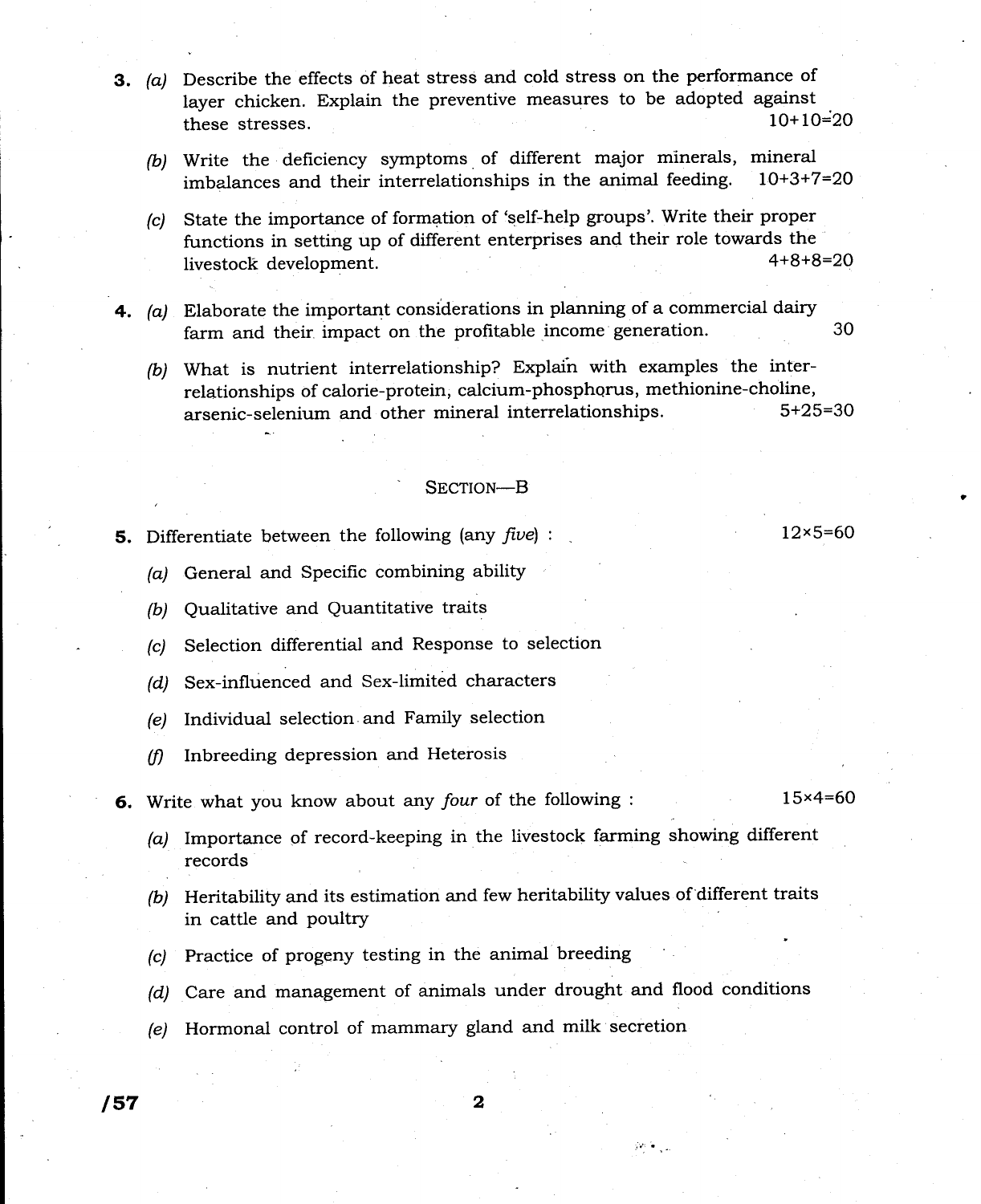3. (a) Describe the effects of heat stress and cold stress on the performance of layer chicken. Explain the preventive measures to be adopted against these stresses. 10+10=20

   (b) Write the deficiency symptoms of different major minerals, mineral imbalances and their interrelationships in the animal feeding. 10+3+7=20

   (c) State the importance of formation of 'self-help groups'. Write their proper functions in setting up of different enterprises and their role towards the livestock development. 4+8+8=20

4. (a) Elaborate the important considerations in planning of a commercial dairy farm and their impact on the profitable income generation. 30

   (b) What is nutrient interrelationship? Explain with examples the inter-relationships of calorie-protein, calcium-phosphorus, methionine-choline, arsenic-selenium and other mineral interrelationships. 5+25=30

## SECTION—B

5. Differentiate between the following (any *five*) : 12×5=60

   (a) General and Specific combining ability

   (b) Qualitative and Quantitative traits

   (c) Selection differential and Response to selection

   (d) Sex-influenced and Sex-limited characters

   (e) Individual selection and Family selection

   (f) Inbreeding depression and Heterosis

6. Write what you know about any *four* of the following : 15×4=60

   (a) Importance of record-keeping in the livestock farming showing different records

   (b) Heritability and its estimation and few heritability values of different traits in cattle and poultry

   (c) Practice of progeny testing in the animal breeding

   (d) Care and management of animals under drought and flood conditions

   (e) Hormonal control of mammary gland and milk secretion

/57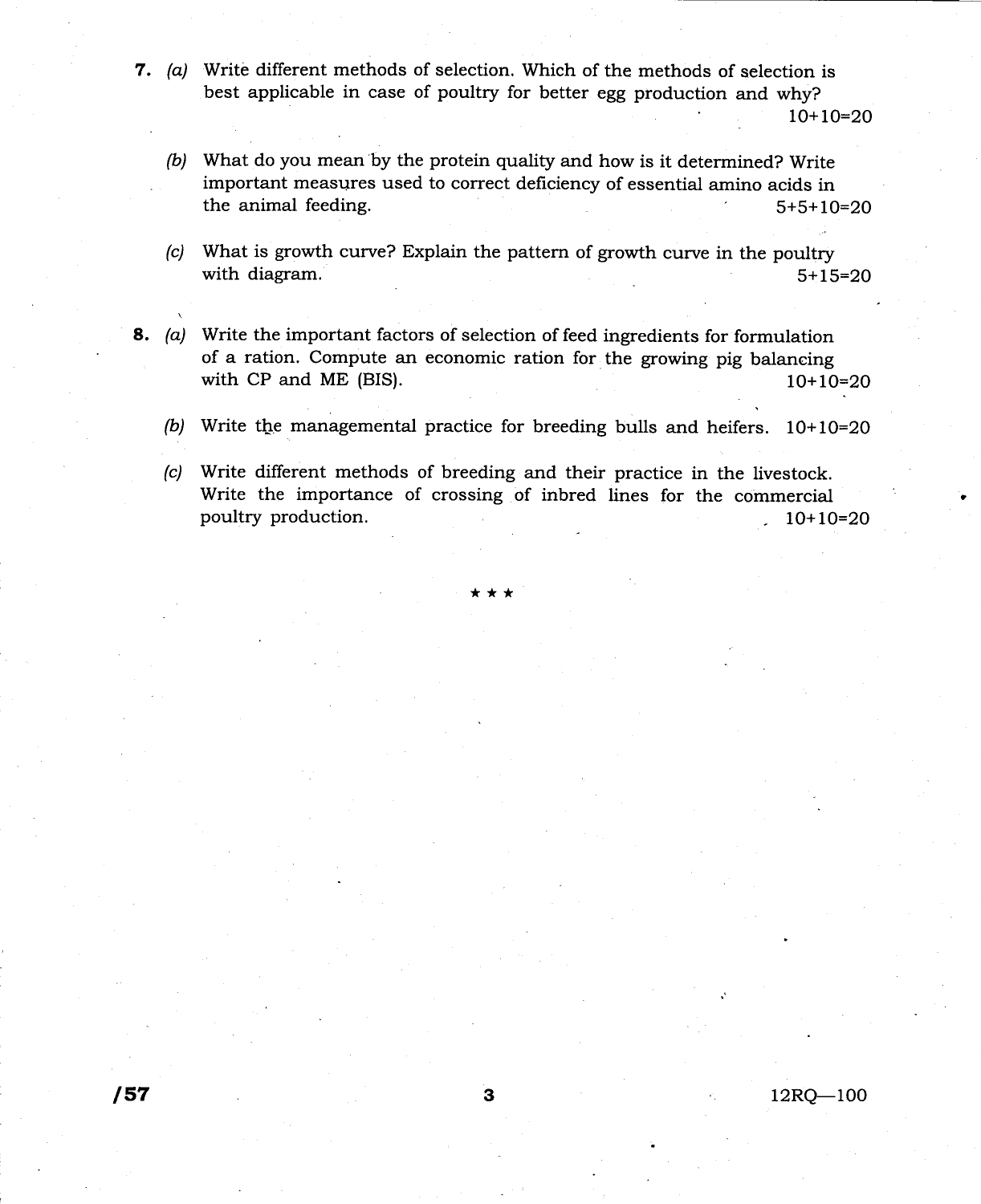7. *(a)* Write different methods of selection. Which of the methods of selection is best applicable in case of poultry for better egg production and why? 10+10=20

   *(b)* What do you mean by the protein quality and how is it determined? Write important measures used to correct deficiency of essential amino acids in the animal feeding. 5+5+10=20

   *(c)* What is growth curve? Explain the pattern of growth curve in the poultry with diagram. 5+15=20

8. *(a)* Write the important factors of selection of feed ingredients for formulation of a ration. Compute an economic ration for the growing pig balancing with CP and ME (BIS). 10+10=20

   *(b)* Write the managemental practice for breeding bulls and heifers. 10+10=20

   *(c)* Write different methods of breeding and their practice in the livestock. Write the importance of crossing of inbred lines for the commercial poultry production. 10+10=20

★ ★ ★